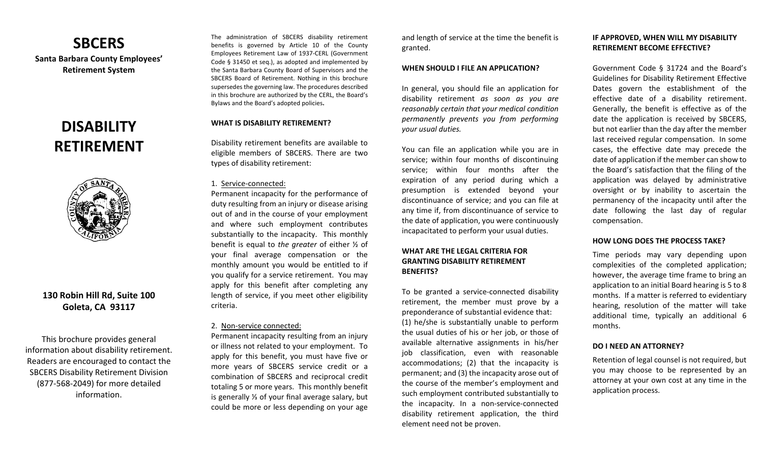# SBCERS

**Santa Barbara County Employees' Retirement System**

# DISABILITY RETIREMENT

**130 Robin Hill Rd, Suite 100**
**Goleta, CA 93117**

This brochure provides general information about disability retirement. Readers are encouraged to contact the SBCERS Disability Retirement Division (877-568-2049) for more detailed information.

The administration of SBCERS disability retirement benefits is governed by Article 10 of the County Employees Retirement Law of 1937-CERL (Government Code § 31450 et seq.), as adopted and implemented by the Santa Barbara County Board of Supervisors and the SBCERS Board of Retirement. Nothing in this brochure supersedes the governing law. The procedures described in this brochure are authorized by the CERL, the Board's Bylaws and the Board's adopted policies**.**

### WHAT IS DISABILITY RETIREMENT?

Disability retirement benefits are available to eligible members of SBCERS. There are two types of disability retirement:

1. Service-connected:
Permanent incapacity for the performance of duty resulting from an injury or disease arising out of and in the course of your employment and where such employment contributes substantially to the incapacity. This monthly benefit is equal to *the greater* of either ½ of your final average compensation or the monthly amount you would be entitled to if you qualify for a service retirement. You may apply for this benefit after completing any length of service, if you meet other eligibility criteria.

2. Non-service connected:
Permanent incapacity resulting from an injury or illness not related to your employment. To apply for this benefit, you must have five or more years of SBCERS service credit or a combination of SBCERS and reciprocal credit totaling 5 or more years. This monthly benefit is generally ⅓ of your final average salary, but could be more or less depending on your age and length of service at the time the benefit is granted.

### WHEN SHOULD I FILE AN APPLICATION?

In general, you should file an application for disability retirement *as soon as you are reasonably certain that your medical condition permanently prevents you from performing your usual duties.*

You can file an application while you are in service; within four months of discontinuing service; within four months after the expiration of any period during which a presumption is extended beyond your discontinuance of service; and you can file at any time if, from discontinuance of service to the date of application, you were continuously incapacitated to perform your usual duties.

### WHAT ARE THE LEGAL CRITERIA FOR GRANTING DISABILITY RETIREMENT BENEFITS?

To be granted a service-connected disability retirement, the member must prove by a preponderance of substantial evidence that: (1) he/she is substantially unable to perform the usual duties of his or her job, or those of available alternative assignments in his/her job classification, even with reasonable accommodations; (2) that the incapacity is permanent; and (3) the incapacity arose out of the course of the member's employment and such employment contributed substantially to the incapacity. In a non-service-connected disability retirement application, the third element need not be proven.

### IF APPROVED, WHEN WILL MY DISABILITY RETIREMENT BECOME EFFECTIVE?

Government Code § 31724 and the Board's Guidelines for Disability Retirement Effective Dates govern the establishment of the effective date of a disability retirement. Generally, the benefit is effective as of the date the application is received by SBCERS, but not earlier than the day after the member last received regular compensation. In some cases, the effective date may precede the date of application if the member can show to the Board's satisfaction that the filing of the application was delayed by administrative oversight or by inability to ascertain the permanency of the incapacity until after the date following the last day of regular compensation.

### HOW LONG DOES THE PROCESS TAKE?

Time periods may vary depending upon complexities of the completed application; however, the average time frame to bring an application to an initial Board hearing is 5 to 8 months. If a matter is referred to evidentiary hearing, resolution of the matter will take additional time, typically an additional 6 months.

### DO I NEED AN ATTORNEY?

Retention of legal counsel is not required, but you may choose to be represented by an attorney at your own cost at any time in the application process.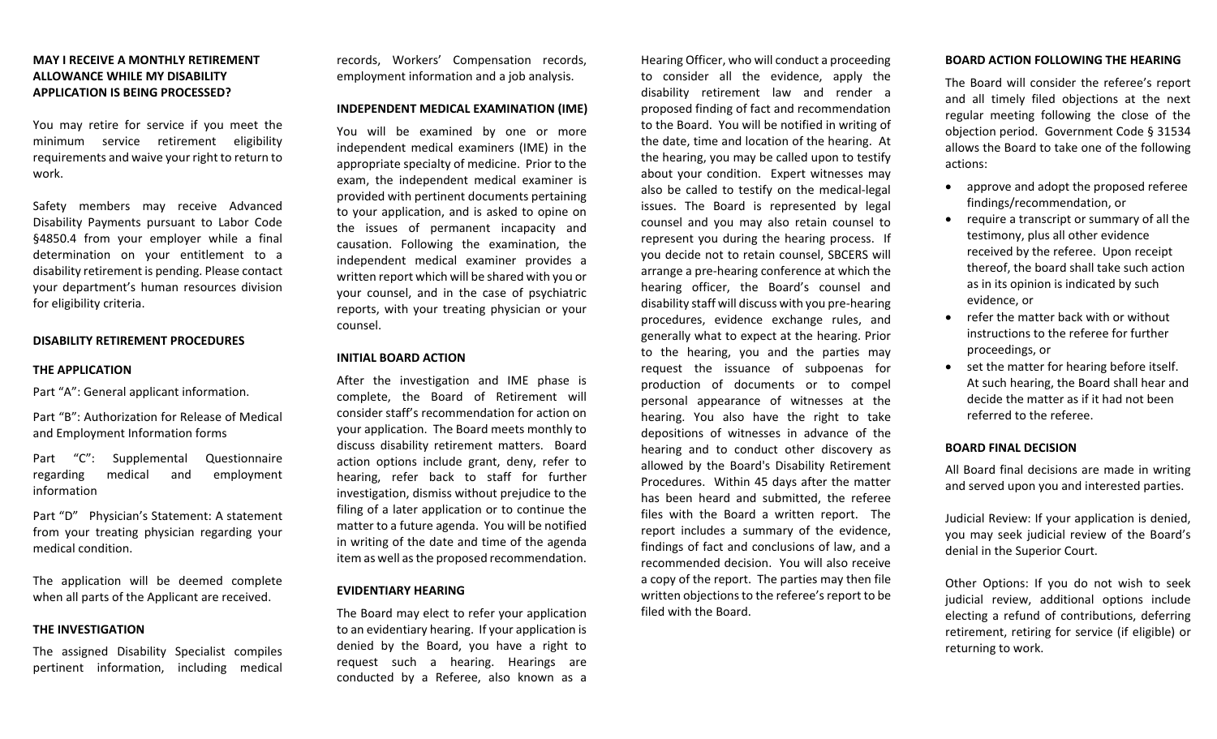**MAY I RECEIVE A MONTHLY RETIREMENT ALLOWANCE WHILE MY DISABILITY APPLICATION IS BEING PROCESSED?**

You may retire for service if you meet the minimum service retirement eligibility requirements and waive your right to return to work.

Safety members may receive Advanced Disability Payments pursuant to Labor Code §4850.4 from your employer while a final determination on your entitlement to a disability retirement is pending. Please contact your department's human resources division for eligibility criteria.

**DISABILITY RETIREMENT PROCEDURES**

**THE APPLICATION**

Part "A": General applicant information.

Part "B": Authorization for Release of Medical and Employment Information forms

Part "C": Supplemental Questionnaire regarding medical and employment information

Part "D" Physician's Statement: A statement from your treating physician regarding your medical condition.

The application will be deemed complete when all parts of the Applicant are received.

**THE INVESTIGATION**

The assigned Disability Specialist compiles pertinent information, including medical records, Workers' Compensation records, employment information and a job analysis.

**INDEPENDENT MEDICAL EXAMINATION (IME)**

You will be examined by one or more independent medical examiners (IME) in the appropriate specialty of medicine. Prior to the exam, the independent medical examiner is provided with pertinent documents pertaining to your application, and is asked to opine on the issues of permanent incapacity and causation. Following the examination, the independent medical examiner provides a written report which will be shared with you or your counsel, and in the case of psychiatric reports, with your treating physician or your counsel.

**INITIAL BOARD ACTION**

After the investigation and IME phase is complete, the Board of Retirement will consider staff's recommendation for action on your application. The Board meets monthly to discuss disability retirement matters. Board action options include grant, deny, refer to hearing, refer back to staff for further investigation, dismiss without prejudice to the filing of a later application or to continue the matter to a future agenda. You will be notified in writing of the date and time of the agenda item as well as the proposed recommendation.

**EVIDENTIARY HEARING**

The Board may elect to refer your application to an evidentiary hearing. If your application is denied by the Board, you have a right to request such a hearing. Hearings are conducted by a Referee, also known as a Hearing Officer, who will conduct a proceeding to consider all the evidence, apply the disability retirement law and render a proposed finding of fact and recommendation to the Board. You will be notified in writing of the date, time and location of the hearing. At the hearing, you may be called upon to testify about your condition. Expert witnesses may also be called to testify on the medical-legal issues. The Board is represented by legal counsel and you may also retain counsel to represent you during the hearing process. If you decide not to retain counsel, SBCERS will arrange a pre-hearing conference at which the hearing officer, the Board's counsel and disability staff will discuss with you pre-hearing procedures, evidence exchange rules, and generally what to expect at the hearing. Prior to the hearing, you and the parties may request the issuance of subpoenas for production of documents or to compel personal appearance of witnesses at the hearing. You also have the right to take depositions of witnesses in advance of the hearing and to conduct other discovery as allowed by the Board's Disability Retirement Procedures. Within 45 days after the matter has been heard and submitted, the referee files with the Board a written report. The report includes a summary of the evidence, findings of fact and conclusions of law, and a recommended decision. You will also receive a copy of the report. The parties may then file written objections to the referee's report to be filed with the Board.

**BOARD ACTION FOLLOWING THE HEARING**

The Board will consider the referee's report and all timely filed objections at the next regular meeting following the close of the objection period. Government Code § 31534 allows the Board to take one of the following actions:

- approve and adopt the proposed referee findings/recommendation, or
- require a transcript or summary of all the testimony, plus all other evidence received by the referee. Upon receipt thereof, the board shall take such action as in its opinion is indicated by such evidence, or
- refer the matter back with or without instructions to the referee for further proceedings, or
- set the matter for hearing before itself. At such hearing, the Board shall hear and decide the matter as if it had not been referred to the referee.

**BOARD FINAL DECISION**

All Board final decisions are made in writing and served upon you and interested parties.

Judicial Review: If your application is denied, you may seek judicial review of the Board's denial in the Superior Court.

Other Options: If you do not wish to seek judicial review, additional options include electing a refund of contributions, deferring retirement, retiring for service (if eligible) or returning to work.